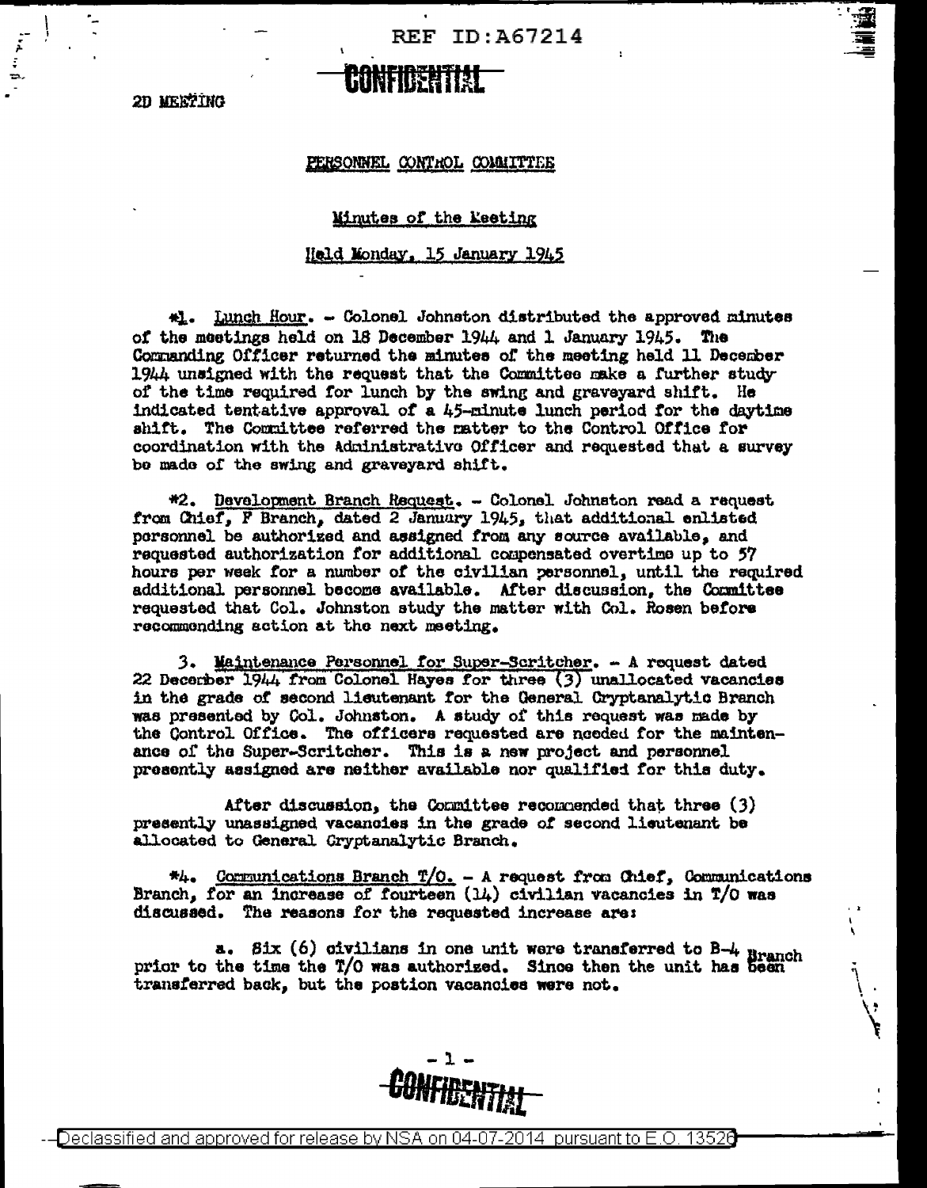REF ID:A67214

CONFIDENTIAL

2D MEETING

PERSONNEL CONTROL COMMITTEE

Minutes of the Meeting

Held Monday, 15 January 1945

*1. Lunch Hour. - Colonel Johnston distributed the approved minutes of the meetings held on 18 December 1944 and 1 January 1945. The Commanding Officer returned the minutes of the meeting held 11 December 1944 unsigned with the request that the Committee make a further study of the time required for lunch by the swing and graveyard shift. He indicated tentative approval of a 45-minute lunch period for the daytime shift. The Committee referred the matter to the Control Office for coordination with the Administrative Officer and requested that a survey be made of the swing and graveyard shift.

*2. Development Branch Request. - Colonel Johnston read a request from Chief, F Branch, dated 2 January 1945, that additional enlisted personnel be authorized and assigned from any source available, and requested authorization for additional compensated overtime up to 57 hours per week for a number of the civilian personnel, until the required additional personnel become available. After discussion, the Committee requested that Col. Johnston study the matter with Col. Rosen before recommending action at the next meeting.

3. Maintenance Personnel for Super-Scritcher. - A request dated 22 December 1944 from Colonel Hayes for three (3) unallocated vacancies in the grade of second lieutenant for the General Cryptanalytic Branch was presented by Col. Johnston. A study of this request was made by the Control Office. The officers requested are needed for the maintenance of the Super-Scritcher. This is a new project and personnel presently assigned are neither available nor qualified for this duty.

After discussion, the Committee recommended that three (3) presently unassigned vacancies in the grade of second lieutenant be allocated to General Cryptanalytic Branch.

*4. Communications Branch T/O. - A request from Chief, Communications Branch, for an increase of fourteen (14) civilian vacancies in T/O was discussed. The reasons for the requested increase are:

a. Six (6) civilians in one unit were transferred to B-4 Branch prior to the time the T/O was authorized. Since then the unit has been transferred back, but the postion vacancies were not.

CONFIDENTIAL

Declassified and approved for release by NSA on 04-07-2014 pursuant to E.O. 13526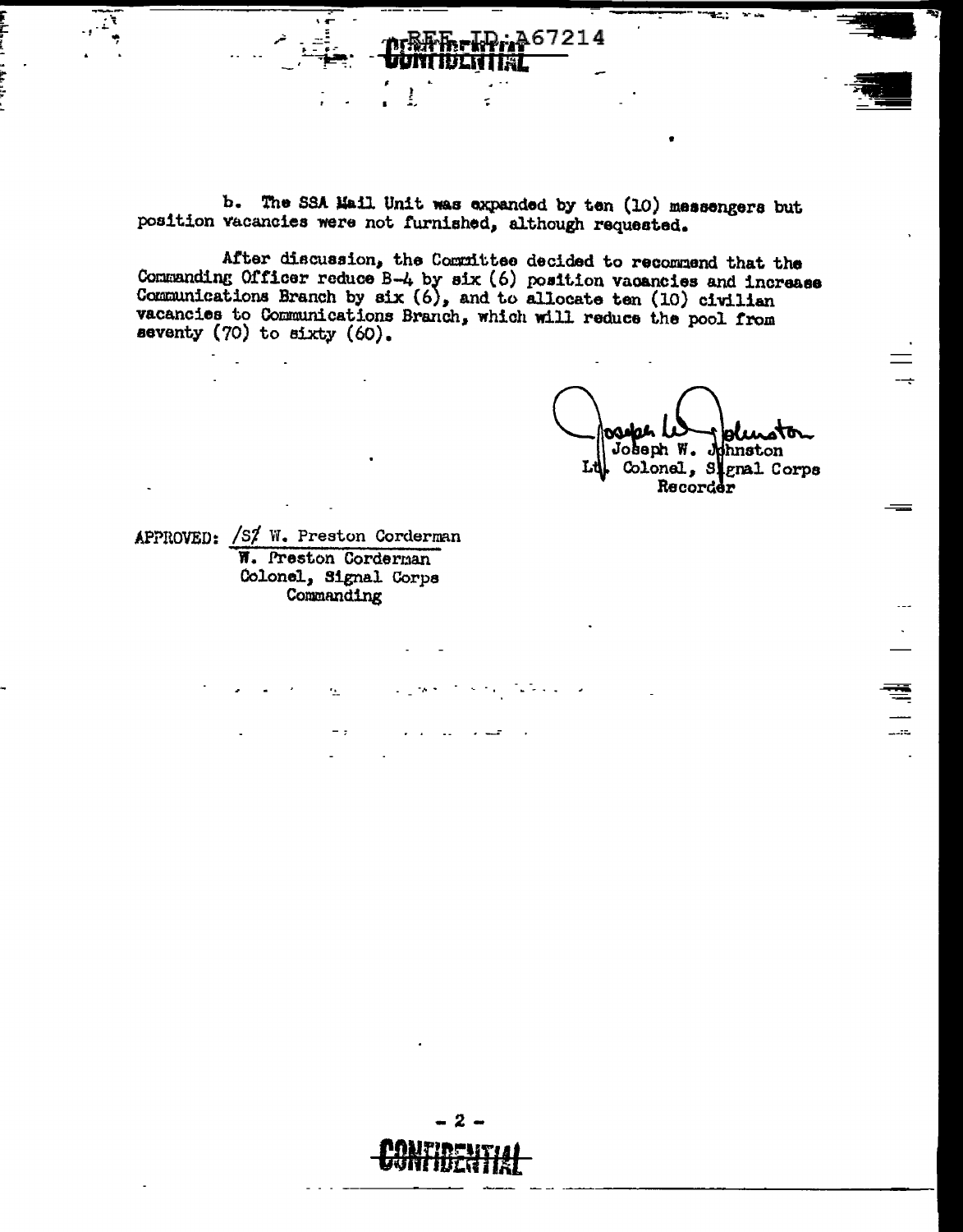b. The SSA Mail Unit was expanded by ten (10) messengers but position vacancies were not furnished, although requested.

After discussion, the Committee decided to recommend that the Commanding Officer reduce B-4 by six (6) position vacancies and increase Communications Branch by six (6), and to allocate ten (10) civilian vacancies to Communications Branch, which will reduce the pool from seventy (70) to sixty (60).

Joseph W. Johnston
Lt. Colonel, Signal Corps
Recorder

APPROVED: /S/ W. Preston Corderman
W. Preston Corderman
Colonel, Signal Corps
Commanding